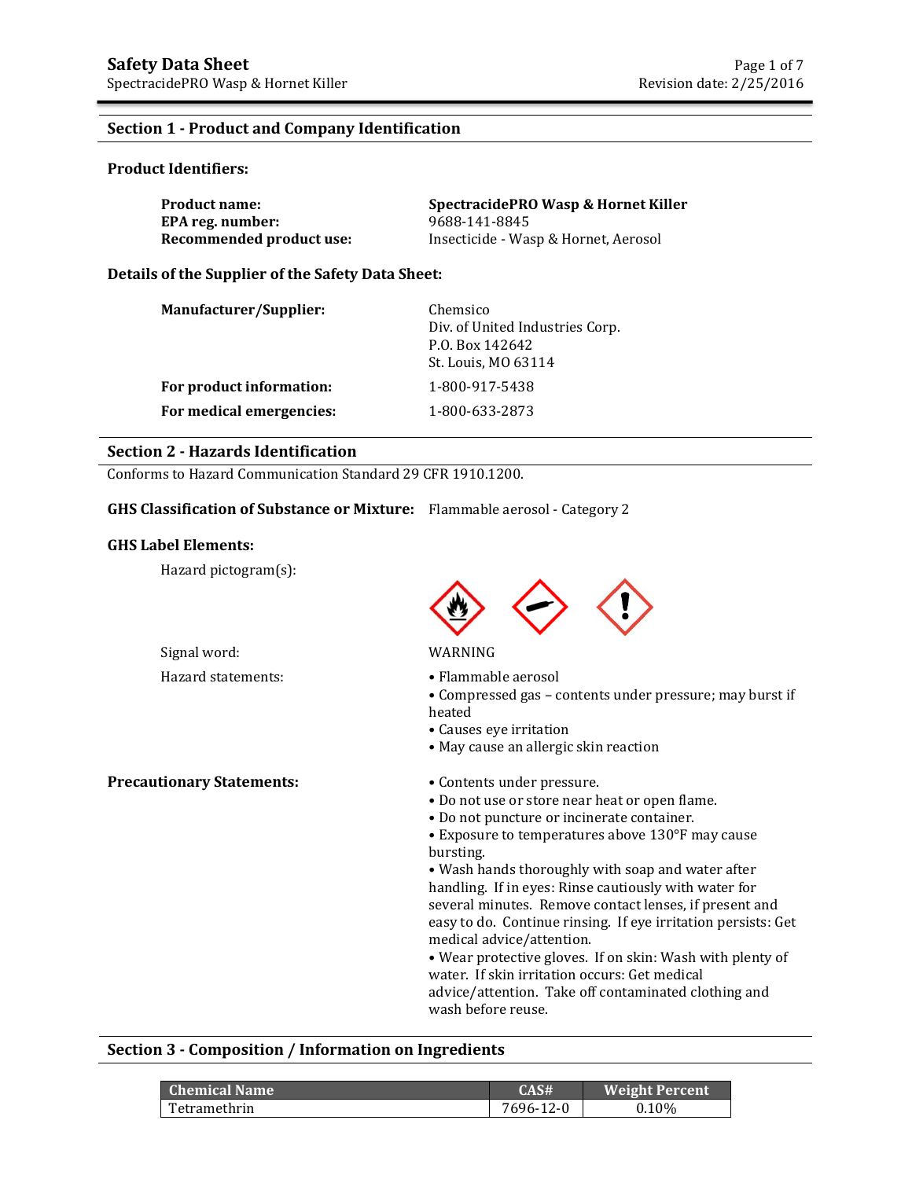# Safety Data Sheet

SpectracidePRO Wasp & Hornet Killer

## Section 1 - Product and Company Identification

### Product Identifiers:

| | |
|---|---|
| **Product name:** | **SpectracidePRO Wasp & Hornet Killer** |
| **EPA reg. number:** | 9688-141-8845 |
| **Recommended product use:** | Insecticide - Wasp & Hornet, Aerosol |

### Details of the Supplier of the Safety Data Sheet:

| | |
|---|---|
| **Manufacturer/Supplier:** | Chemsico<br>Div. of United Industries Corp.<br>P.O. Box 142642<br>St. Louis, MO 63114 |
| **For product information:** | 1-800-917-5438 |
| **For medical emergencies:** | 1-800-633-2873 |

## Section 2 - Hazards Identification

Conforms to Hazard Communication Standard 29 CFR 1910.1200.

**GHS Classification of Substance or Mixture:** Flammable aerosol - Category 2

### GHS Label Elements:

Hazard pictogram(s):

Signal word: WARNING

Hazard statements:

- Flammable aerosol
- Compressed gas – contents under pressure; may burst if heated
- Causes eye irritation
- May cause an allergic skin reaction

**Precautionary Statements:**

- Contents under pressure.
- Do not use or store near heat or open flame.
- Do not puncture or incinerate container.
- Exposure to temperatures above 130°F may cause bursting.
- Wash hands thoroughly with soap and water after handling. If in eyes: Rinse cautiously with water for several minutes. Remove contact lenses, if present and easy to do. Continue rinsing. If eye irritation persists: Get medical advice/attention.
- Wear protective gloves. If on skin: Wash with plenty of water. If skin irritation occurs: Get medical advice/attention. Take off contaminated clothing and wash before reuse.

## Section 3 - Composition / Information on Ingredients

| Chemical Name | CAS# | Weight Percent |
|---|---|---|
| Tetramethrin | 7696-12-0 | 0.10% |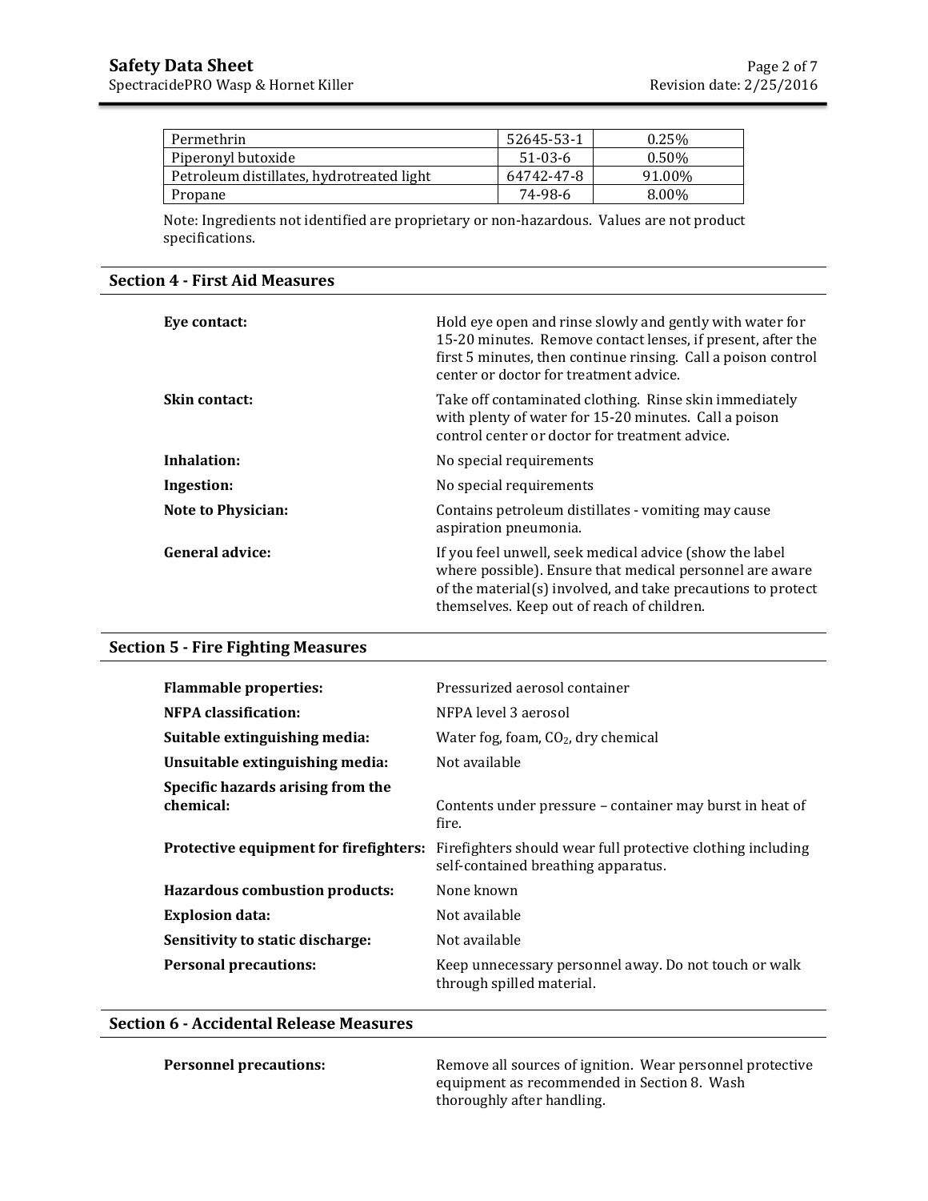| Permethrin | 52645-53-1 | 0.25% |
|---|---|---|
| Piperonyl butoxide | 51-03-6 | 0.50% |
| Petroleum distillates, hydrotreated light | 64742-47-8 | 91.00% |
| Propane | 74-98-6 | 8.00% |

Note: Ingredients not identified are proprietary or non-hazardous. Values are not product specifications.

## Section 4 - First Aid Measures

**Eye contact:** Hold eye open and rinse slowly and gently with water for 15-20 minutes. Remove contact lenses, if present, after the first 5 minutes, then continue rinsing. Call a poison control center or doctor for treatment advice.

**Skin contact:** Take off contaminated clothing. Rinse skin immediately with plenty of water for 15-20 minutes. Call a poison control center or doctor for treatment advice.

**Inhalation:** No special requirements

**Ingestion:** No special requirements

**Note to Physician:** Contains petroleum distillates - vomiting may cause aspiration pneumonia.

**General advice:** If you feel unwell, seek medical advice (show the label where possible). Ensure that medical personnel are aware of the material(s) involved, and take precautions to protect themselves. Keep out of reach of children.

## Section 5 - Fire Fighting Measures

**Flammable properties:** Pressurized aerosol container

**NFPA classification:** NFPA level 3 aerosol

**Suitable extinguishing media:** Water fog, foam, $CO_2$, dry chemical

**Unsuitable extinguishing media:** Not available

**Specific hazards arising from the chemical:** Contents under pressure – container may burst in heat of fire.

**Protective equipment for firefighters:** Firefighters should wear full protective clothing including self-contained breathing apparatus.

**Hazardous combustion products:** None known

**Explosion data:** Not available

**Sensitivity to static discharge:** Not available

**Personal precautions:** Keep unnecessary personnel away. Do not touch or walk through spilled material.

## Section 6 - Accidental Release Measures

**Personnel precautions:** Remove all sources of ignition. Wear personnel protective equipment as recommended in Section 8. Wash thoroughly after handling.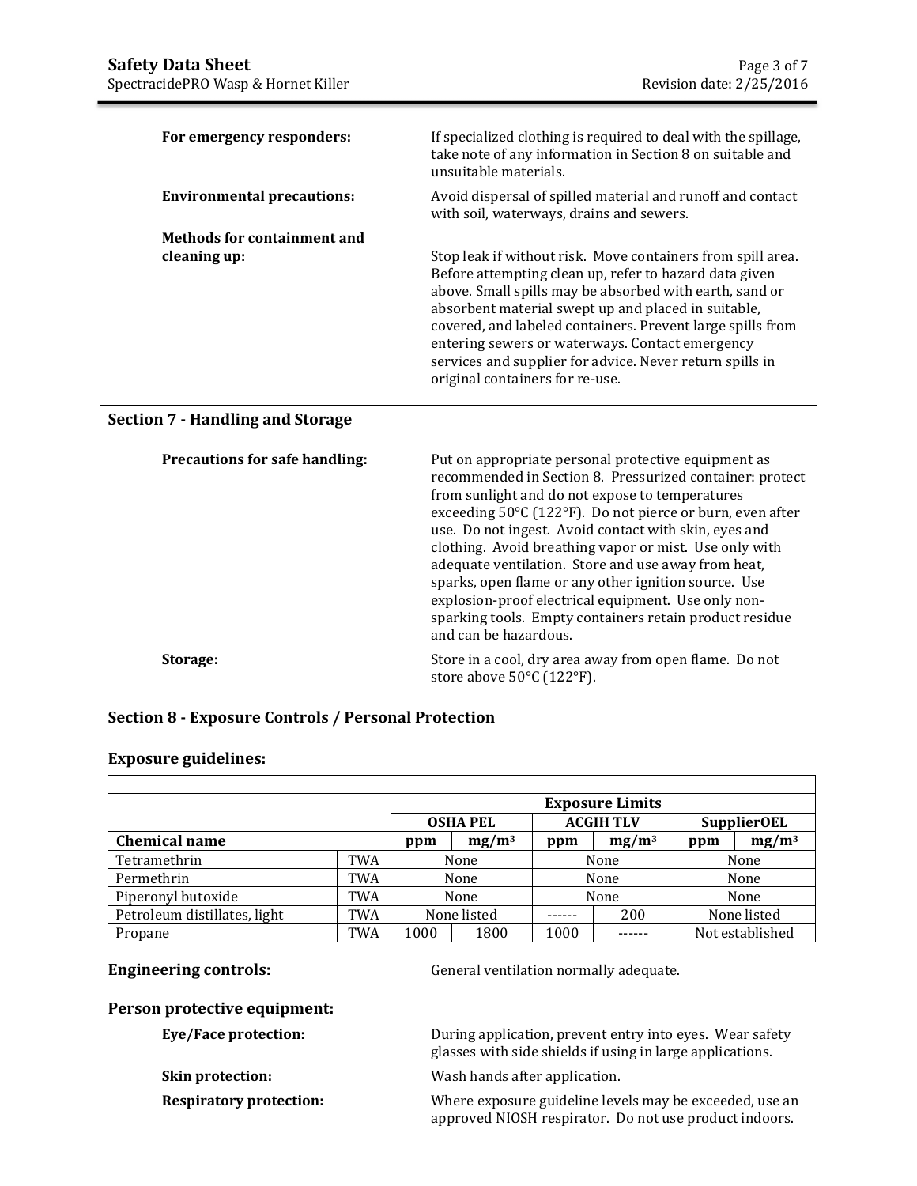**For emergency responders:** If specialized clothing is required to deal with the spillage, take note of any information in Section 8 on suitable and unsuitable materials.

**Environmental precautions:** Avoid dispersal of spilled material and runoff and contact with soil, waterways, drains and sewers.

**Methods for containment and cleaning up:** Stop leak if without risk. Move containers from spill area. Before attempting clean up, refer to hazard data given above. Small spills may be absorbed with earth, sand or absorbent material swept up and placed in suitable, covered, and labeled containers. Prevent large spills from entering sewers or waterways. Contact emergency services and supplier for advice. Never return spills in original containers for re-use.

## Section 7 - Handling and Storage

**Precautions for safe handling:** Put on appropriate personal protective equipment as recommended in Section 8. Pressurized container: protect from sunlight and do not expose to temperatures exceeding 50°C (122°F). Do not pierce or burn, even after use. Do not ingest. Avoid contact with skin, eyes and clothing. Avoid breathing vapor or mist. Use only with adequate ventilation. Store and use away from heat, sparks, open flame or any other ignition source. Use explosion-proof electrical equipment. Use only non-sparking tools. Empty containers retain product residue and can be hazardous.

**Storage:** Store in a cool, dry area away from open flame. Do not store above 50°C (122°F).

## Section 8 - Exposure Controls / Personal Protection

### Exposure guidelines:

| | | Exposure Limits | | | | | |
|---|---|---|---|---|---|---|---|
| | | OSHA PEL | | ACGIH TLV | | SupplierOEL | |
| **Chemical name** | | ppm | $mg/m^3$ | ppm | $mg/m^3$ | ppm | $mg/m^3$ |
| Tetramethrin | TWA | None | | None | | None | |
| Permethrin | TWA | None | | None | | None | |
| Piperonyl butoxide | TWA | None | | None | | None | |
| Petroleum distillates, light | TWA | None listed | | ------ | 200 | None listed | |
| Propane | TWA | 1000 | 1800 | 1000 | ------ | Not established | |

**Engineering controls:** General ventilation normally adequate.

### Person protective equipment:

**Eye/Face protection:** During application, prevent entry into eyes. Wear safety glasses with side shields if using in large applications.

**Skin protection:** Wash hands after application.

**Respiratory protection:** Where exposure guideline levels may be exceeded, use an approved NIOSH respirator. Do not use product indoors.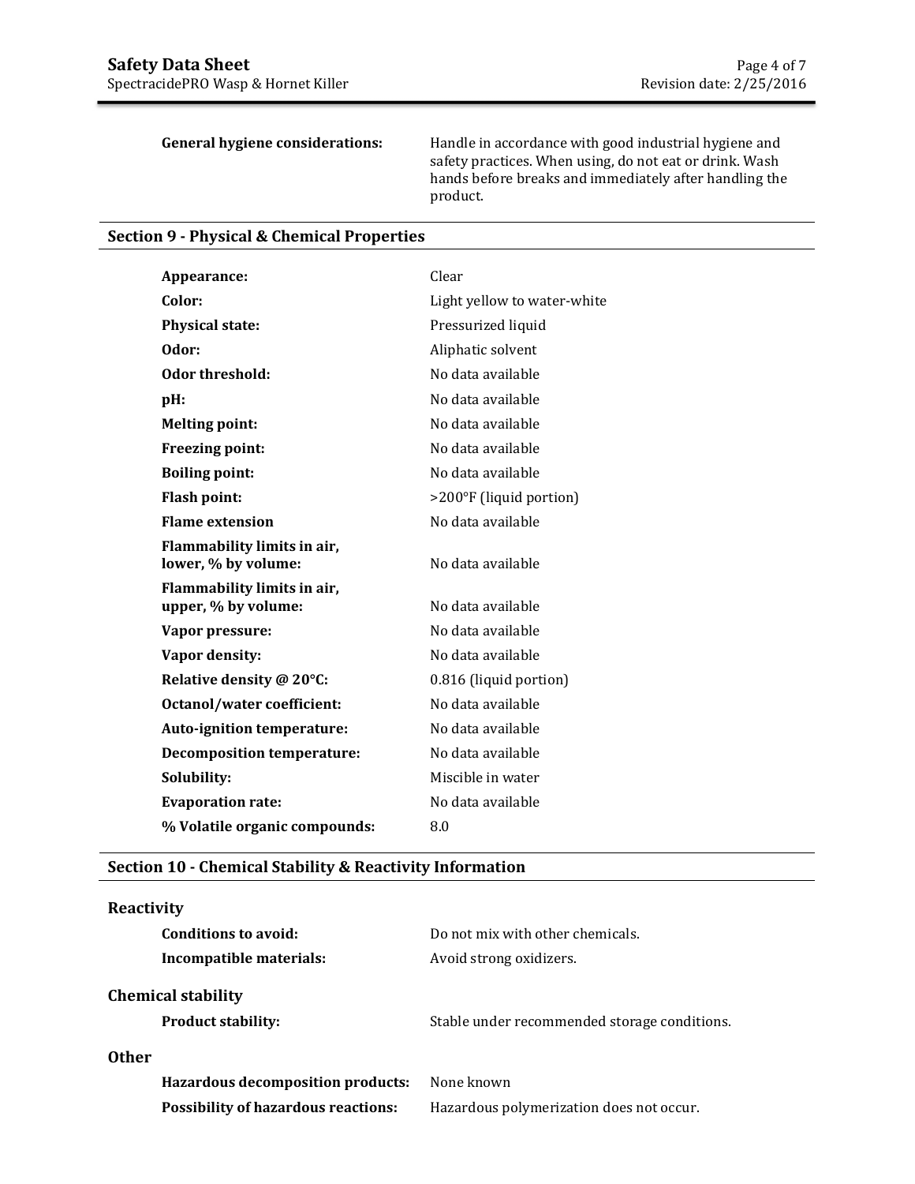**General hygiene considerations:** Handle in accordance with good industrial hygiene and safety practices. When using, do not eat or drink. Wash hands before breaks and immediately after handling the product.

## Section 9 - Physical & Chemical Properties

| | |
|---|---|
| **Appearance:** | Clear |
| **Color:** | Light yellow to water-white |
| **Physical state:** | Pressurized liquid |
| **Odor:** | Aliphatic solvent |
| **Odor threshold:** | No data available |
| **pH:** | No data available |
| **Melting point:** | No data available |
| **Freezing point:** | No data available |
| **Boiling point:** | No data available |
| **Flash point:** | >200°F (liquid portion) |
| **Flame extension** | No data available |
| **Flammability limits in air, lower, % by volume:** | No data available |
| **Flammability limits in air, upper, % by volume:** | No data available |
| **Vapor pressure:** | No data available |
| **Vapor density:** | No data available |
| **Relative density @ 20°C:** | 0.816 (liquid portion) |
| **Octanol/water coefficient:** | No data available |
| **Auto-ignition temperature:** | No data available |
| **Decomposition temperature:** | No data available |
| **Solubility:** | Miscible in water |
| **Evaporation rate:** | No data available |
| **% Volatile organic compounds:** | 8.0 |

## Section 10 - Chemical Stability & Reactivity Information

### Reactivity

**Conditions to avoid:** Do not mix with other chemicals.

**Incompatible materials:** Avoid strong oxidizers.

### Chemical stability

**Product stability:** Stable under recommended storage conditions.

### Other

**Hazardous decomposition products:** None known

**Possibility of hazardous reactions:** Hazardous polymerization does not occur.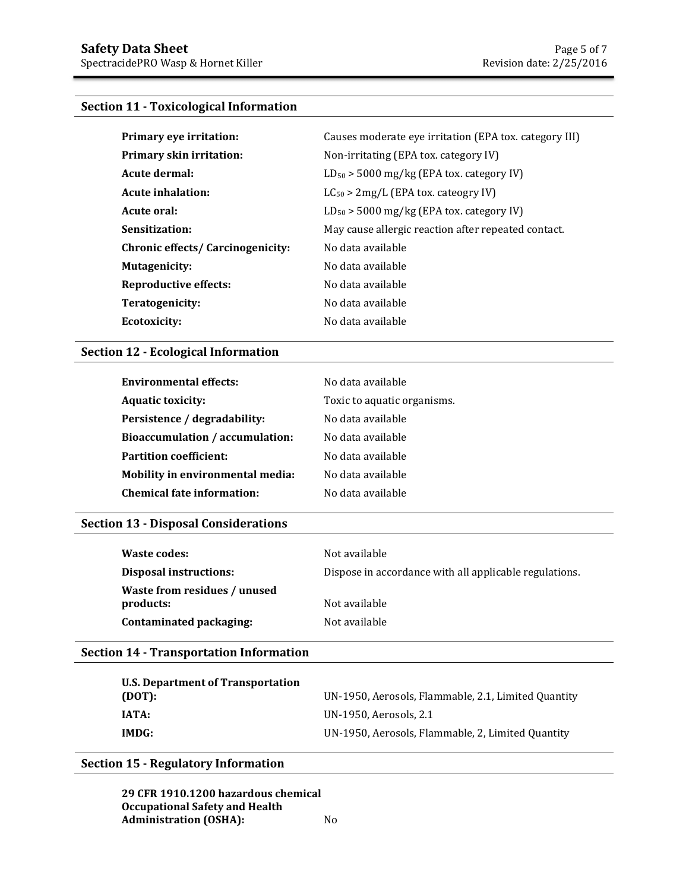## Section 11 - Toxicological Information

| | |
|---|---|
| **Primary eye irritation:** | Causes moderate eye irritation (EPA tox. category III) |
| **Primary skin irritation:** | Non-irritating (EPA tox. category IV) |
| **Acute dermal:** | $LD_{50}$ > 5000 mg/kg (EPA tox. category IV) |
| **Acute inhalation:** | $LC_{50}$ > 2mg/L (EPA tox. cateogry IV) |
| **Acute oral:** | $LD_{50}$ > 5000 mg/kg (EPA tox. category IV) |
| **Sensitization:** | May cause allergic reaction after repeated contact. |
| **Chronic effects/ Carcinogenicity:** | No data available |
| **Mutagenicity:** | No data available |
| **Reproductive effects:** | No data available |
| **Teratogenicity:** | No data available |
| **Ecotoxicity:** | No data available |

## Section 12 - Ecological Information

| | |
|---|---|
| **Environmental effects:** | No data available |
| **Aquatic toxicity:** | Toxic to aquatic organisms. |
| **Persistence / degradability:** | No data available |
| **Bioaccumulation / accumulation:** | No data available |
| **Partition coefficient:** | No data available |
| **Mobility in environmental media:** | No data available |
| **Chemical fate information:** | No data available |

## Section 13 - Disposal Considerations

| | |
|---|---|
| **Waste codes:** | Not available |
| **Disposal instructions:** | Dispose in accordance with all applicable regulations. |
| **Waste from residues / unused products:** | Not available |
| **Contaminated packaging:** | Not available |

## Section 14 - Transportation Information

| | |
|---|---|
| **U.S. Department of Transportation (DOT):** | UN-1950, Aerosols, Flammable, 2.1, Limited Quantity |
| **IATA:** | UN-1950, Aerosols, 2.1 |
| **IMDG:** | UN-1950, Aerosols, Flammable, 2, Limited Quantity |

## Section 15 - Regulatory Information

| | |
|---|---|
| **29 CFR 1910.1200 hazardous chemical Occupational Safety and Health Administration (OSHA):** | No |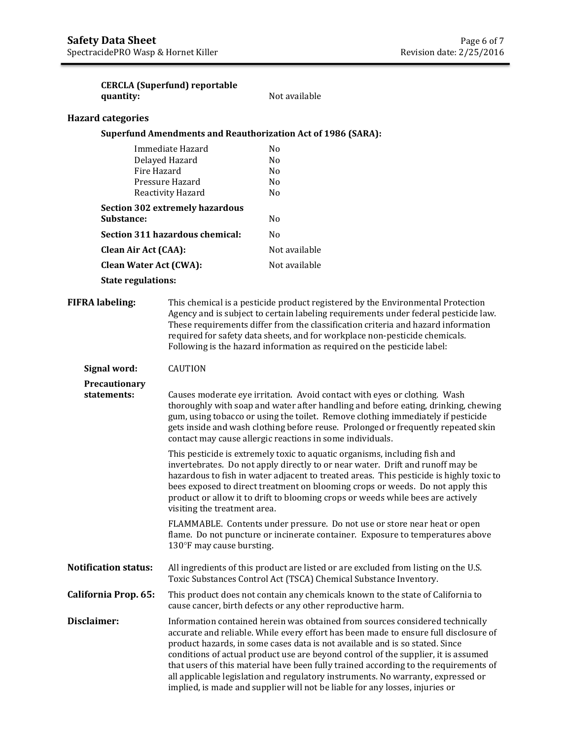**CERCLA (Superfund) reportable quantity:** Not available

**Hazard categories**

**Superfund Amendments and Reauthorization Act of 1986 (SARA):**

| | |
|---|---|
| Immediate Hazard | No |
| Delayed Hazard | No |
| Fire Hazard | No |
| Pressure Hazard | No |
| Reactivity Hazard | No |

**Section 302 extremely hazardous Substance:** No

**Section 311 hazardous chemical:** No

**Clean Air Act (CAA):** Not available

**Clean Water Act (CWA):** Not available

**State regulations:**

**FIFRA labeling:** This chemical is a pesticide product registered by the Environmental Protection Agency and is subject to certain labeling requirements under federal pesticide law. These requirements differ from the classification criteria and hazard information required for safety data sheets, and for workplace non-pesticide chemicals. Following is the hazard information as required on the pesticide label:

**Signal word:** CAUTION

**Precautionary statements:** Causes moderate eye irritation. Avoid contact with eyes or clothing. Wash thoroughly with soap and water after handling and before eating, drinking, chewing gum, using tobacco or using the toilet. Remove clothing immediately if pesticide gets inside and wash clothing before reuse. Prolonged or frequently repeated skin contact may cause allergic reactions in some individuals.

This pesticide is extremely toxic to aquatic organisms, including fish and invertebrates. Do not apply directly to or near water. Drift and runoff may be hazardous to fish in water adjacent to treated areas. This pesticide is highly toxic to bees exposed to direct treatment on blooming crops or weeds. Do not apply this product or allow it to drift to blooming crops or weeds while bees are actively visiting the treatment area.

FLAMMABLE. Contents under pressure. Do not use or store near heat or open flame. Do not puncture or incinerate container. Exposure to temperatures above 130°F may cause bursting.

**Notification status:** All ingredients of this product are listed or are excluded from listing on the U.S. Toxic Substances Control Act (TSCA) Chemical Substance Inventory.

**California Prop. 65:** This product does not contain any chemicals known to the state of California to cause cancer, birth defects or any other reproductive harm.

**Disclaimer:** Information contained herein was obtained from sources considered technically accurate and reliable. While every effort has been made to ensure full disclosure of product hazards, in some cases data is not available and is so stated. Since conditions of actual product use are beyond control of the supplier, it is assumed that users of this material have been fully trained according to the requirements of all applicable legislation and regulatory instruments. No warranty, expressed or implied, is made and supplier will not be liable for any losses, injuries or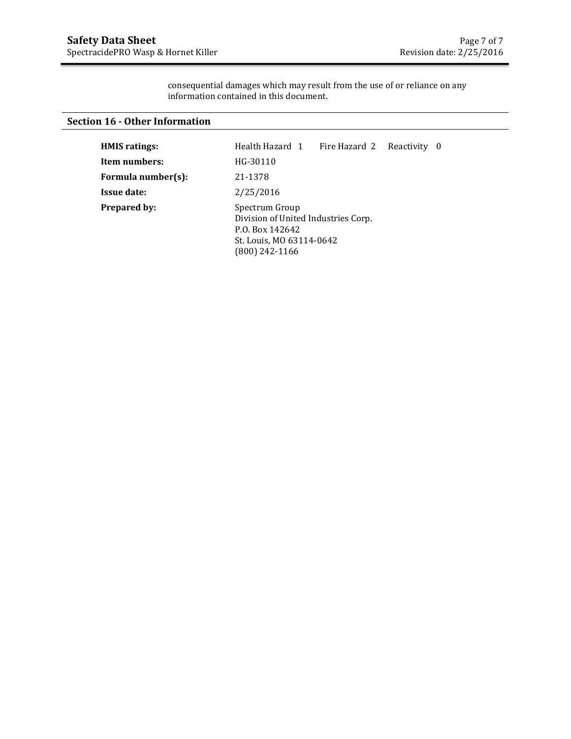consequential damages which may result from the use of or reliance on any information contained in this document.

## Section 16 - Other Information

| | |
|---|---|
| **HMIS ratings:** | Health Hazard 1 Fire Hazard 2 Reactivity 0 |
| **Item numbers:** | HG-30110 |
| **Formula number(s):** | 21-1378 |
| **Issue date:** | 2/25/2016 |
| **Prepared by:** | Spectrum Group<br>Division of United Industries Corp.<br>P.O. Box 142642<br>St. Louis, MO 63114-0642<br>(800) 242-1166 |